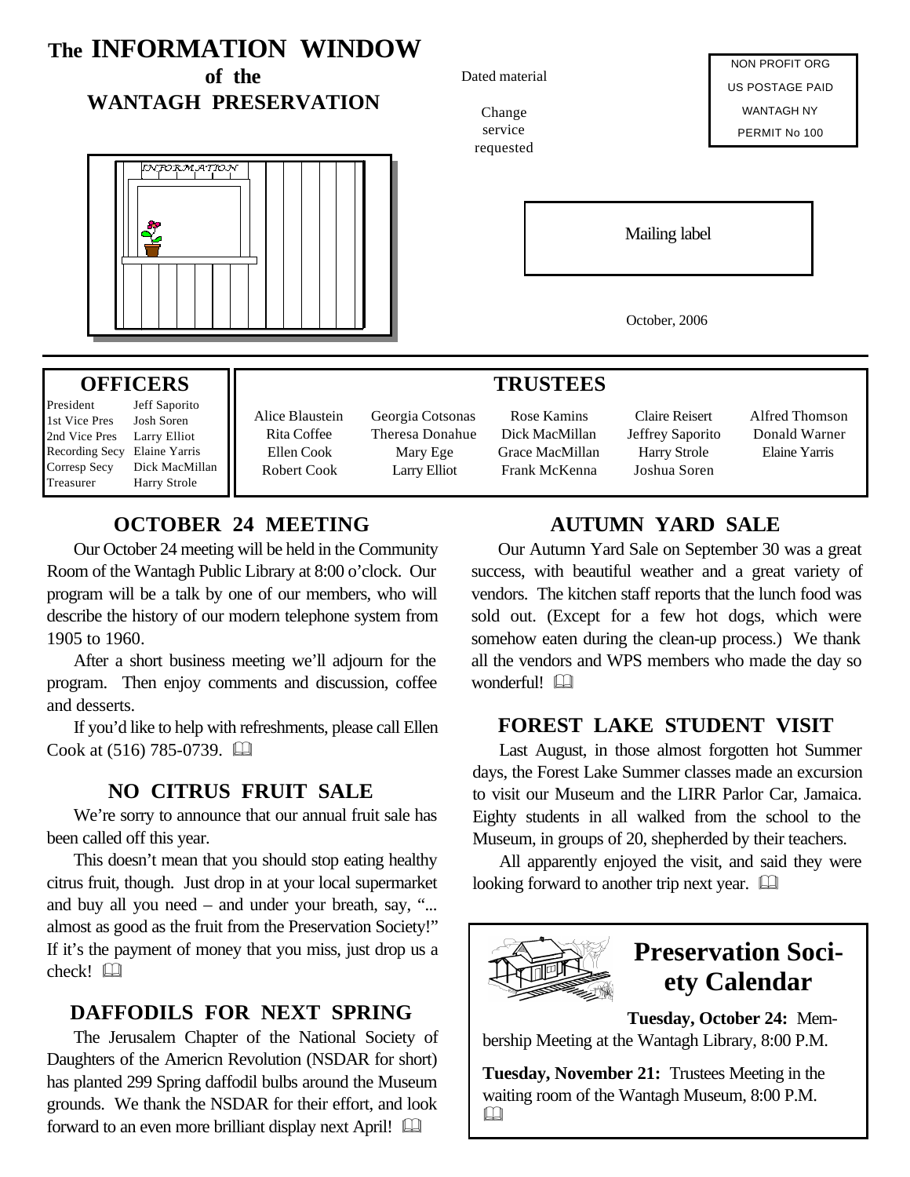# The INFORMATION WINDOW of the WANTAGH PRESERVATION

Dated material

Change service requested

NON PROFIT ORG
US POSTAGE PAID
WANTAGH NY
PERMIT No 100

Mailing label

October, 2006

## OFFICERS

| | |
|---|---|
| President | Jeff Saporito |
| 1st Vice Pres | Josh Soren |
| 2nd Vice Pres | Larry Elliot |
| Recording Secy | Elaine Yarris |
| Corresp Secy | Dick MacMillan |
| Treasurer | Harry Strole |

## TRUSTEES

| | | | | |
|---|---|---|---|---|
| Alice Blaustein | Georgia Cotsonas | Rose Kamins | Claire Reisert | Alfred Thomson |
| Rita Coffee | Theresa Donahue | Dick MacMillan | Jeffrey Saporito | Donald Warner |
| Ellen Cook | Mary Ege | Grace MacMillan | Harry Strole | Elaine Yarris |
| Robert Cook | Larry Elliot | Frank McKenna | Joshua Soren | |

## OCTOBER 24 MEETING

Our October 24 meeting will be held in the Community Room of the Wantagh Public Library at 8:00 o'clock. Our program will be a talk by one of our members, who will describe the history of our modern telephone system from 1905 to 1960.

After a short business meeting we'll adjourn for the program. Then enjoy comments and discussion, coffee and desserts.

If you'd like to help with refreshments, please call Ellen Cook at (516) 785-0739. 🕮

## NO CITRUS FRUIT SALE

We're sorry to announce that our annual fruit sale has been called off this year.

This doesn't mean that you should stop eating healthy citrus fruit, though. Just drop in at your local supermarket and buy all you need – and under your breath, say, "... almost as good as the fruit from the Preservation Society!" If it's the payment of money that you miss, just drop us a check! 🕮

## DAFFODILS FOR NEXT SPRING

The Jerusalem Chapter of the National Society of Daughters of the Americn Revolution (NSDAR for short) has planted 299 Spring daffodil bulbs around the Museum grounds. We thank the NSDAR for their effort, and look forward to an even more brilliant display next April! 🕮

## AUTUMN YARD SALE

Our Autumn Yard Sale on September 30 was a great success, with beautiful weather and a great variety of vendors. The kitchen staff reports that the lunch food was sold out. (Except for a few hot dogs, which were somehow eaten during the clean-up process.) We thank all the vendors and WPS members who made the day so wonderful! 🕮

## FOREST LAKE STUDENT VISIT

Last August, in those almost forgotten hot Summer days, the Forest Lake Summer classes made an excursion to visit our Museum and the LIRR Parlor Car, Jamaica. Eighty students in all walked from the school to the Museum, in groups of 20, shepherded by their teachers.

All apparently enjoyed the visit, and said they were looking forward to another trip next year. 🕮

## Preservation Society Calendar

**Tuesday, October 24:** Membership Meeting at the Wantagh Library, 8:00 P.M.

**Tuesday, November 21:** Trustees Meeting in the waiting room of the Wantagh Museum, 8:00 P.M. 🕮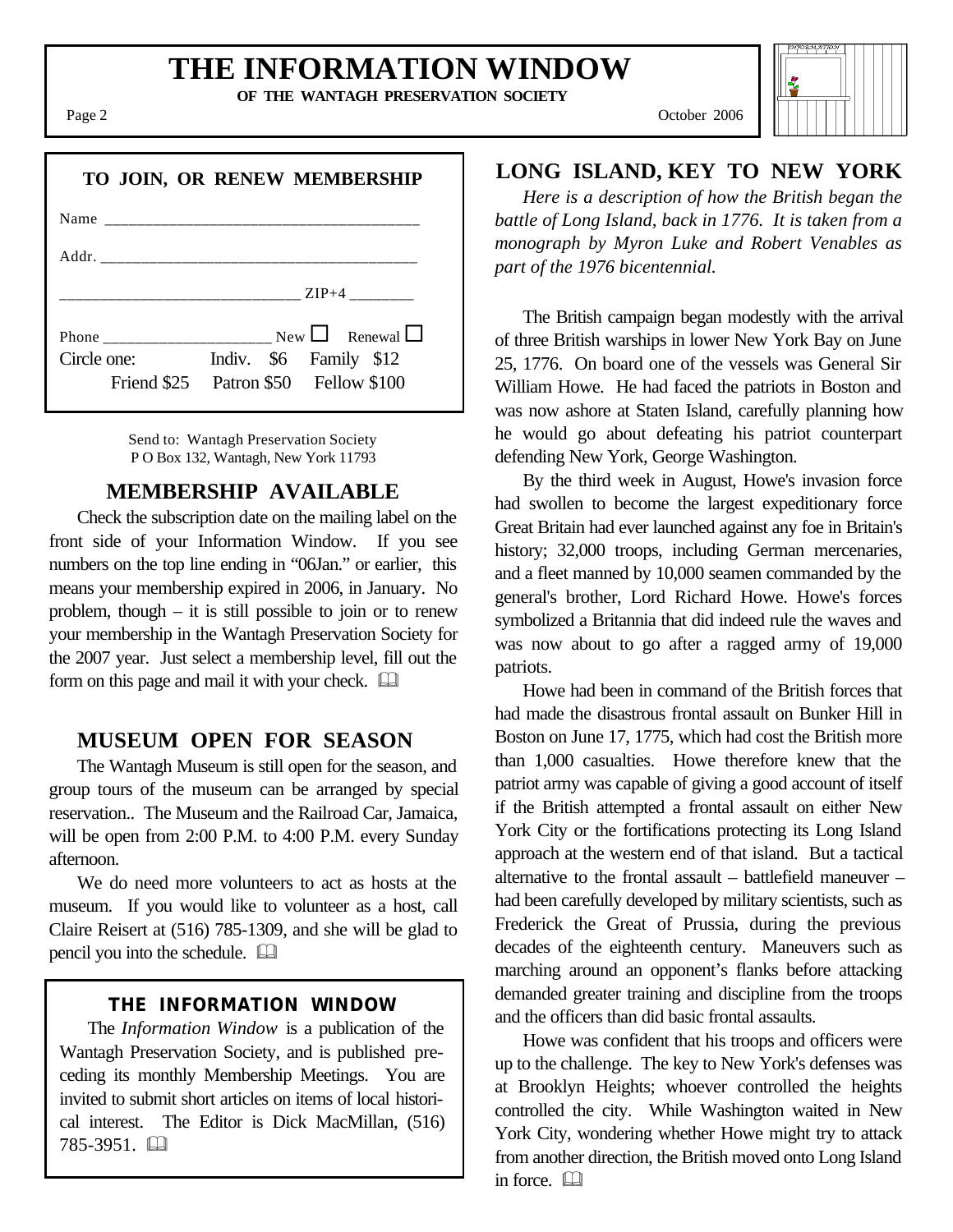# THE INFORMATION WINDOW

**OF THE WANTAGH PRESERVATION SOCIETY**

October 2006

## TO JOIN, OR RENEW MEMBERSHIP

Name ______________________________________

Addr. ______________________________________

______________________________ ZIP+4 ________

Phone ____________________ New ☐ Renewal ☐

Circle one: Indiv. $6 Family $12

Friend $25 Patron $50 Fellow $100

Send to: Wantagh Preservation Society
P O Box 132, Wantagh, New York 11793

## MEMBERSHIP AVAILABLE

Check the subscription date on the mailing label on the front side of your Information Window. If you see numbers on the top line ending in "06Jan." or earlier, this means your membership expired in 2006, in January. No problem, though – it is still possible to join or to renew your membership in the Wantagh Preservation Society for the 2007 year. Just select a membership level, fill out the form on this page and mail it with your check. 🕮

## MUSEUM OPEN FOR SEASON

The Wantagh Museum is still open for the season, and group tours of the museum can be arranged by special reservation.. The Museum and the Railroad Car, Jamaica, will be open from 2:00 P.M. to 4:00 P.M. every Sunday afternoon.

We do need more volunteers to act as hosts at the museum. If you would like to volunteer as a host, call Claire Reisert at (516) 785-1309, and she will be glad to pencil you into the schedule. 🕮

### THE INFORMATION WINDOW

The *Information Window* is a publication of the Wantagh Preservation Society, and is published preceding its monthly Membership Meetings. You are invited to submit short articles on items of local historical interest. The Editor is Dick MacMillan, (516) 785-3951. 🕮

## LONG ISLAND, KEY TO NEW YORK

*Here is a description of how the British began the battle of Long Island, back in 1776. It is taken from a monograph by Myron Luke and Robert Venables as part of the 1976 bicentennial.*

The British campaign began modestly with the arrival of three British warships in lower New York Bay on June 25, 1776. On board one of the vessels was General Sir William Howe. He had faced the patriots in Boston and was now ashore at Staten Island, carefully planning how he would go about defeating his patriot counterpart defending New York, George Washington.

By the third week in August, Howe's invasion force had swollen to become the largest expeditionary force Great Britain had ever launched against any foe in Britain's history; 32,000 troops, including German mercenaries, and a fleet manned by 10,000 seamen commanded by the general's brother, Lord Richard Howe. Howe's forces symbolized a Britannia that did indeed rule the waves and was now about to go after a ragged army of 19,000 patriots.

Howe had been in command of the British forces that had made the disastrous frontal assault on Bunker Hill in Boston on June 17, 1775, which had cost the British more than 1,000 casualties. Howe therefore knew that the patriot army was capable of giving a good account of itself if the British attempted a frontal assault on either New York City or the fortifications protecting its Long Island approach at the western end of that island. But a tactical alternative to the frontal assault – battlefield maneuver – had been carefully developed by military scientists, such as Frederick the Great of Prussia, during the previous decades of the eighteenth century. Maneuvers such as marching around an opponent's flanks before attacking demanded greater training and discipline from the troops and the officers than did basic frontal assaults.

Howe was confident that his troops and officers were up to the challenge. The key to New York's defenses was at Brooklyn Heights; whoever controlled the heights controlled the city. While Washington waited in New York City, wondering whether Howe might try to attack from another direction, the British moved onto Long Island in force. 🕮